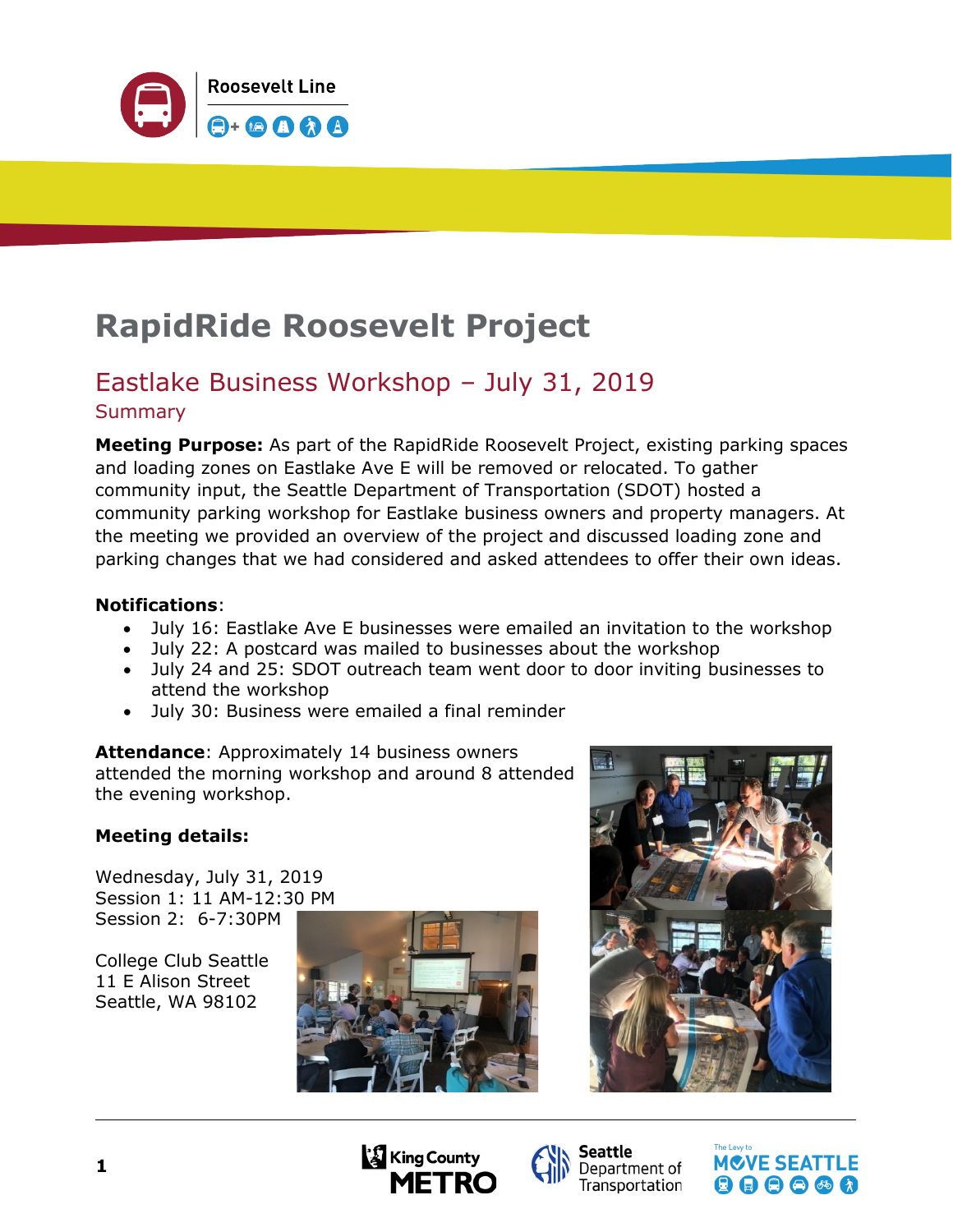Roosevelt Line

# RapidRide Roosevelt Project

## Eastlake Business Workshop – July 31, 2019

### Summary

**Meeting Purpose:** As part of the RapidRide Roosevelt Project, existing parking spaces and loading zones on Eastlake Ave E will be removed or relocated. To gather community input, the Seattle Department of Transportation (SDOT) hosted a community parking workshop for Eastlake business owners and property managers. At the meeting we provided an overview of the project and discussed loading zone and parking changes that we had considered and asked attendees to offer their own ideas.

**Notifications**:

- July 16: Eastlake Ave E businesses were emailed an invitation to the workshop
- July 22: A postcard was mailed to businesses about the workshop
- July 24 and 25: SDOT outreach team went door to door inviting businesses to attend the workshop
- July 30: Business were emailed a final reminder

**Attendance**: Approximately 14 business owners attended the morning workshop and around 8 attended the evening workshop.

**Meeting details:**

Wednesday, July 31, 2019
Session 1: 11 AM-12:30 PM
Session 2: 6-7:30PM

College Club Seattle
11 E Alison Street
Seattle, WA 98102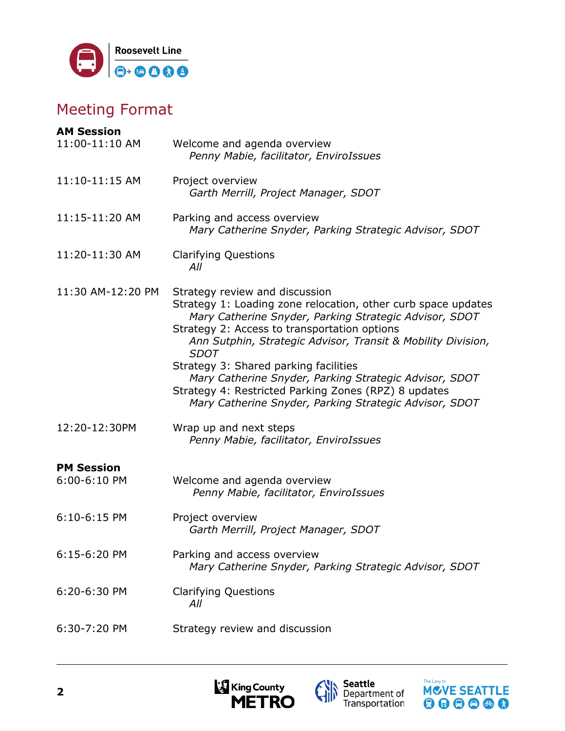## Meeting Format

**AM Session**

| | |
|---|---|
| 11:00-11:10 AM | Welcome and agenda overview<br>*Penny Mabie, facilitator, EnviroIssues* |
| 11:10-11:15 AM | Project overview<br>*Garth Merrill, Project Manager, SDOT* |
| 11:15-11:20 AM | Parking and access overview<br>*Mary Catherine Snyder, Parking Strategic Advisor, SDOT* |
| 11:20-11:30 AM | Clarifying Questions<br>*All* |
| 11:30 AM-12:20 PM | Strategy review and discussion<br>Strategy 1: Loading zone relocation, other curb space updates<br>*Mary Catherine Snyder, Parking Strategic Advisor, SDOT*<br>Strategy 2: Access to transportation options<br>*Ann Sutphin, Strategic Advisor, Transit & Mobility Division, SDOT*<br>Strategy 3: Shared parking facilities<br>*Mary Catherine Snyder, Parking Strategic Advisor, SDOT*<br>Strategy 4: Restricted Parking Zones (RPZ) 8 updates<br>*Mary Catherine Snyder, Parking Strategic Advisor, SDOT* |
| 12:20-12:30PM | Wrap up and next steps<br>*Penny Mabie, facilitator, EnviroIssues* |

**PM Session**

| | |
|---|---|
| 6:00-6:10 PM | Welcome and agenda overview<br>*Penny Mabie, facilitator, EnviroIssues* |
| 6:10-6:15 PM | Project overview<br>*Garth Merrill, Project Manager, SDOT* |
| 6:15-6:20 PM | Parking and access overview<br>*Mary Catherine Snyder, Parking Strategic Advisor, SDOT* |
| 6:20-6:30 PM | Clarifying Questions<br>*All* |
| 6:30-7:20 PM | Strategy review and discussion |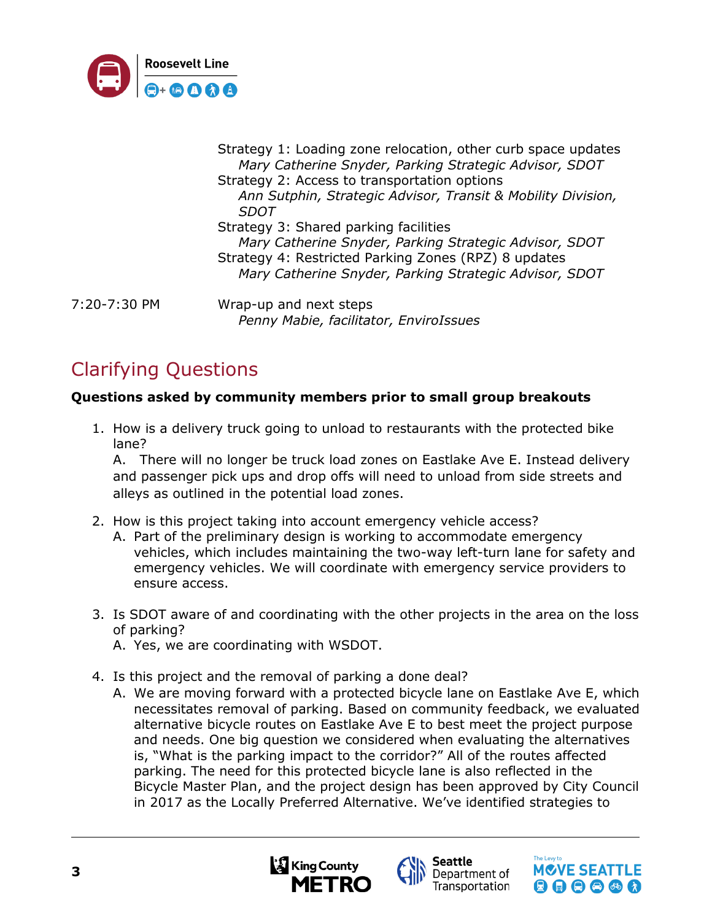Strategy 1: Loading zone relocation, other curb space updates
*Mary Catherine Snyder, Parking Strategic Advisor, SDOT*
Strategy 2: Access to transportation options
*Ann Sutphin, Strategic Advisor, Transit & Mobility Division, SDOT*
Strategy 3: Shared parking facilities
*Mary Catherine Snyder, Parking Strategic Advisor, SDOT*
Strategy 4: Restricted Parking Zones (RPZ) 8 updates
*Mary Catherine Snyder, Parking Strategic Advisor, SDOT*

7:20-7:30 PM Wrap-up and next steps
*Penny Mabie, facilitator, EnviroIssues*

## Clarifying Questions

**Questions asked by community members prior to small group breakouts**

1. How is a delivery truck going to unload to restaurants with the protected bike lane?
   A. There will no longer be truck load zones on Eastlake Ave E. Instead delivery and passenger pick ups and drop offs will need to unload from side streets and alleys as outlined in the potential load zones.

2. How is this project taking into account emergency vehicle access?
   A. Part of the preliminary design is working to accommodate emergency vehicles, which includes maintaining the two-way left-turn lane for safety and emergency vehicles. We will coordinate with emergency service providers to ensure access.

3. Is SDOT aware of and coordinating with the other projects in the area on the loss of parking?
   A. Yes, we are coordinating with WSDOT.

4. Is this project and the removal of parking a done deal?
   A. We are moving forward with a protected bicycle lane on Eastlake Ave E, which necessitates removal of parking. Based on community feedback, we evaluated alternative bicycle routes on Eastlake Ave E to best meet the project purpose and needs. One big question we considered when evaluating the alternatives is, "What is the parking impact to the corridor?" All of the routes affected parking. The need for this protected bicycle lane is also reflected in the Bicycle Master Plan, and the project design has been approved by City Council in 2017 as the Locally Preferred Alternative. We've identified strategies to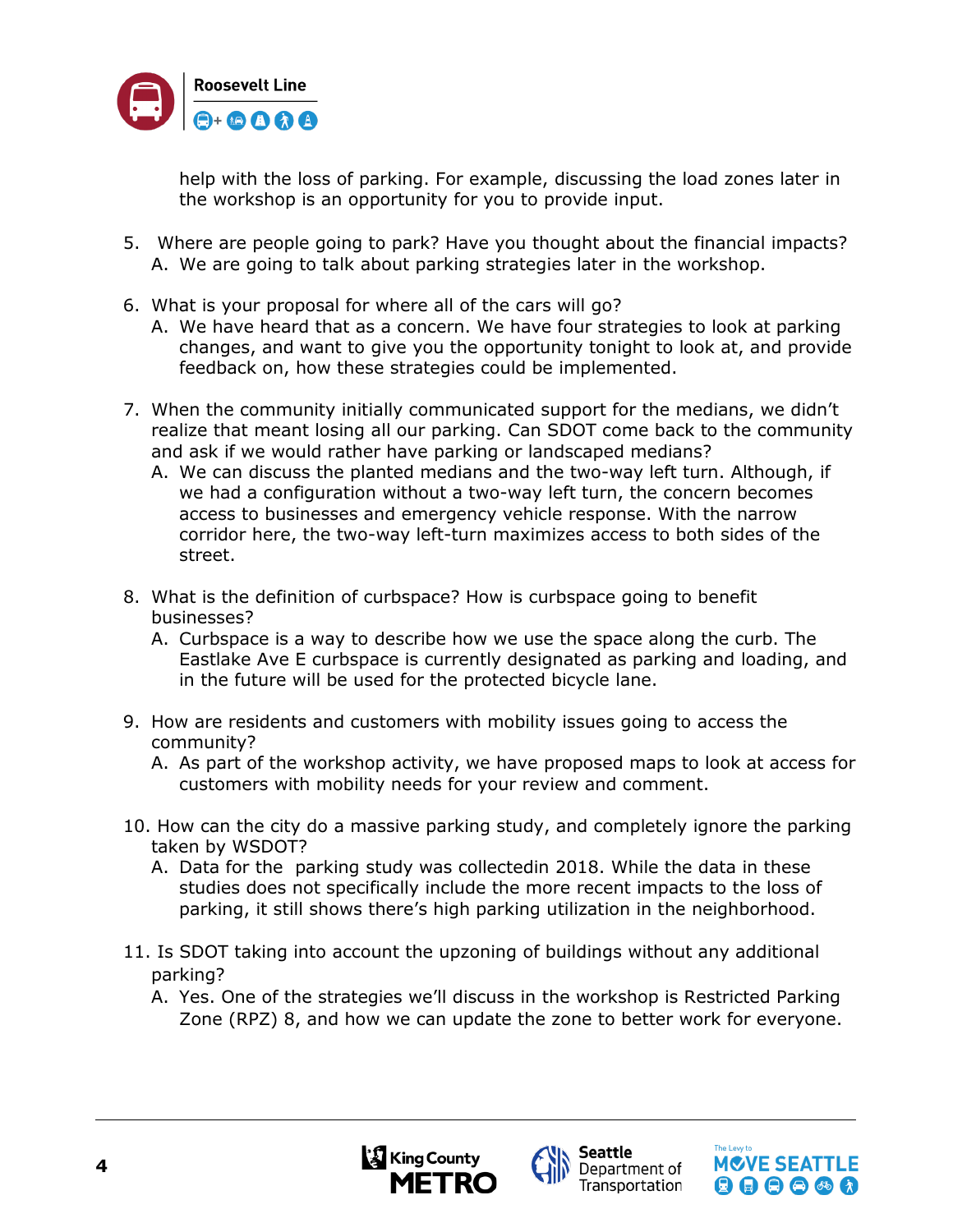help with the loss of parking. For example, discussing the load zones later in the workshop is an opportunity for you to provide input.

5. Where are people going to park? Have you thought about the financial impacts?
   A. We are going to talk about parking strategies later in the workshop.

6. What is your proposal for where all of the cars will go?
   A. We have heard that as a concern. We have four strategies to look at parking changes, and want to give you the opportunity tonight to look at, and provide feedback on, how these strategies could be implemented.

7. When the community initially communicated support for the medians, we didn't realize that meant losing all our parking. Can SDOT come back to the community and ask if we would rather have parking or landscaped medians?
   A. We can discuss the planted medians and the two-way left turn. Although, if we had a configuration without a two-way left turn, the concern becomes access to businesses and emergency vehicle response. With the narrow corridor here, the two-way left-turn maximizes access to both sides of the street.

8. What is the definition of curbspace? How is curbspace going to benefit businesses?
   A. Curbspace is a way to describe how we use the space along the curb. The Eastlake Ave E curbspace is currently designated as parking and loading, and in the future will be used for the protected bicycle lane.

9. How are residents and customers with mobility issues going to access the community?
   A. As part of the workshop activity, we have proposed maps to look at access for customers with mobility needs for your review and comment.

10. How can the city do a massive parking study, and completely ignore the parking taken by WSDOT?
    A. Data for the parking study was collectedin 2018. While the data in these studies does not specifically include the more recent impacts to the loss of parking, it still shows there's high parking utilization in the neighborhood.

11. Is SDOT taking into account the upzoning of buildings without any additional parking?
    A. Yes. One of the strategies we'll discuss in the workshop is Restricted Parking Zone (RPZ) 8, and how we can update the zone to better work for everyone.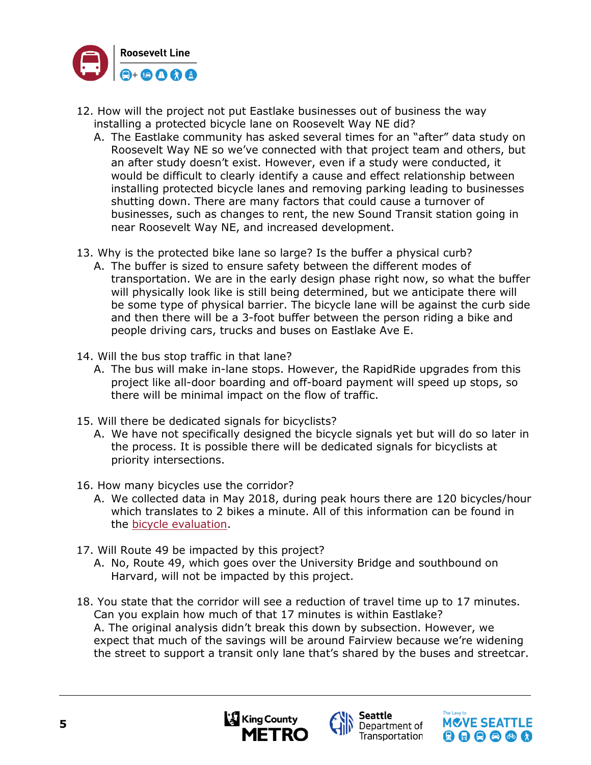12. How will the project not put Eastlake businesses out of business the way installing a protected bicycle lane on Roosevelt Way NE did?
    A. The Eastlake community has asked several times for an "after" data study on Roosevelt Way NE so we've connected with that project team and others, but an after study doesn't exist. However, even if a study were conducted, it would be difficult to clearly identify a cause and effect relationship between installing protected bicycle lanes and removing parking leading to businesses shutting down. There are many factors that could cause a turnover of businesses, such as changes to rent, the new Sound Transit station going in near Roosevelt Way NE, and increased development.

13. Why is the protected bike lane so large? Is the buffer a physical curb?
    A. The buffer is sized to ensure safety between the different modes of transportation. We are in the early design phase right now, so what the buffer will physically look like is still being determined, but we anticipate there will be some type of physical barrier. The bicycle lane will be against the curb side and then there will be a 3-foot buffer between the person riding a bike and people driving cars, trucks and buses on Eastlake Ave E.

14. Will the bus stop traffic in that lane?
    A. The bus will make in-lane stops. However, the RapidRide upgrades from this project like all-door boarding and off-board payment will speed up stops, so there will be minimal impact on the flow of traffic.

15. Will there be dedicated signals for bicyclists?
    A. We have not specifically designed the bicycle signals yet but will do so later in the process. It is possible there will be dedicated signals for bicyclists at priority intersections.

16. How many bicycles use the corridor?
    A. We collected data in May 2018, during peak hours there are 120 bicycles/hour which translates to 2 bikes a minute. All of this information can be found in the bicycle evaluation.

17. Will Route 49 be impacted by this project?
    A. No, Route 49, which goes over the University Bridge and southbound on Harvard, will not be impacted by this project.

18. You state that the corridor will see a reduction of travel time up to 17 minutes. Can you explain how much of that 17 minutes is within Eastlake?
    A. The original analysis didn't break this down by subsection. However, we expect that much of the savings will be around Fairview because we're widening the street to support a transit only lane that's shared by the buses and streetcar.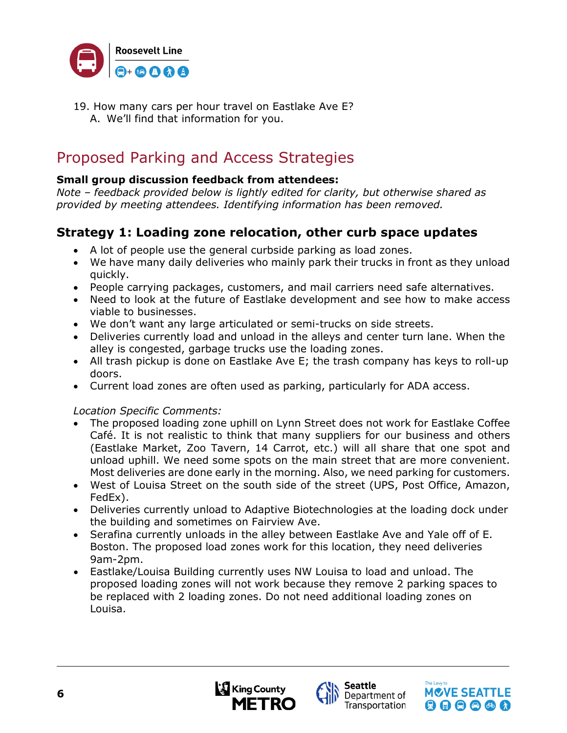19. How many cars per hour travel on Eastlake Ave E?
    A. We'll find that information for you.

## Proposed Parking and Access Strategies

**Small group discussion feedback from attendees:**
*Note – feedback provided below is lightly edited for clarity, but otherwise shared as provided by meeting attendees. Identifying information has been removed.*

### Strategy 1: Loading zone relocation, other curb space updates

- A lot of people use the general curbside parking as load zones.
- We have many daily deliveries who mainly park their trucks in front as they unload quickly.
- People carrying packages, customers, and mail carriers need safe alternatives.
- Need to look at the future of Eastlake development and see how to make access viable to businesses.
- We don't want any large articulated or semi-trucks on side streets.
- Deliveries currently load and unload in the alleys and center turn lane. When the alley is congested, garbage trucks use the loading zones.
- All trash pickup is done on Eastlake Ave E; the trash company has keys to roll-up doors.
- Current load zones are often used as parking, particularly for ADA access.

*Location Specific Comments:*

- The proposed loading zone uphill on Lynn Street does not work for Eastlake Coffee Café. It is not realistic to think that many suppliers for our business and others (Eastlake Market, Zoo Tavern, 14 Carrot, etc.) will all share that one spot and unload uphill. We need some spots on the main street that are more convenient. Most deliveries are done early in the morning. Also, we need parking for customers.
- West of Louisa Street on the south side of the street (UPS, Post Office, Amazon, FedEx).
- Deliveries currently unload to Adaptive Biotechnologies at the loading dock under the building and sometimes on Fairview Ave.
- Serafina currently unloads in the alley between Eastlake Ave and Yale off of E. Boston. The proposed load zones work for this location, they need deliveries 9am-2pm.
- Eastlake/Louisa Building currently uses NW Louisa to load and unload. The proposed loading zones will not work because they remove 2 parking spaces to be replaced with 2 loading zones. Do not need additional loading zones on Louisa.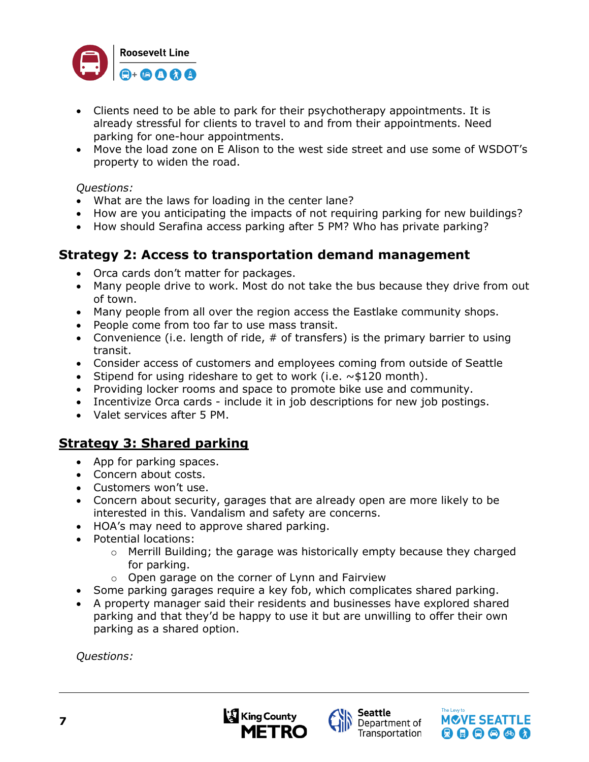- Clients need to be able to park for their psychotherapy appointments. It is already stressful for clients to travel to and from their appointments. Need parking for one-hour appointments.
- Move the load zone on E Alison to the west side street and use some of WSDOT's property to widen the road.

*Questions:*

- What are the laws for loading in the center lane?
- How are you anticipating the impacts of not requiring parking for new buildings?
- How should Serafina access parking after 5 PM? Who has private parking?

## Strategy 2: Access to transportation demand management

- Orca cards don't matter for packages.
- Many people drive to work. Most do not take the bus because they drive from out of town.
- Many people from all over the region access the Eastlake community shops.
- People come from too far to use mass transit.
- Convenience (i.e. length of ride, # of transfers) is the primary barrier to using transit.
- Consider access of customers and employees coming from outside of Seattle
- Stipend for using rideshare to get to work (i.e. ~$120 month).
- Providing locker rooms and space to promote bike use and community.
- Incentivize Orca cards - include it in job descriptions for new job postings.
- Valet services after 5 PM.

## Strategy 3: Shared parking

- App for parking spaces.
- Concern about costs.
- Customers won't use.
- Concern about security, garages that are already open are more likely to be interested in this. Vandalism and safety are concerns.
- HOA's may need to approve shared parking.
- Potential locations:
  - Merrill Building; the garage was historically empty because they charged for parking.
  - Open garage on the corner of Lynn and Fairview
- Some parking garages require a key fob, which complicates shared parking.
- A property manager said their residents and businesses have explored shared parking and that they'd be happy to use it but are unwilling to offer their own parking as a shared option.

*Questions:*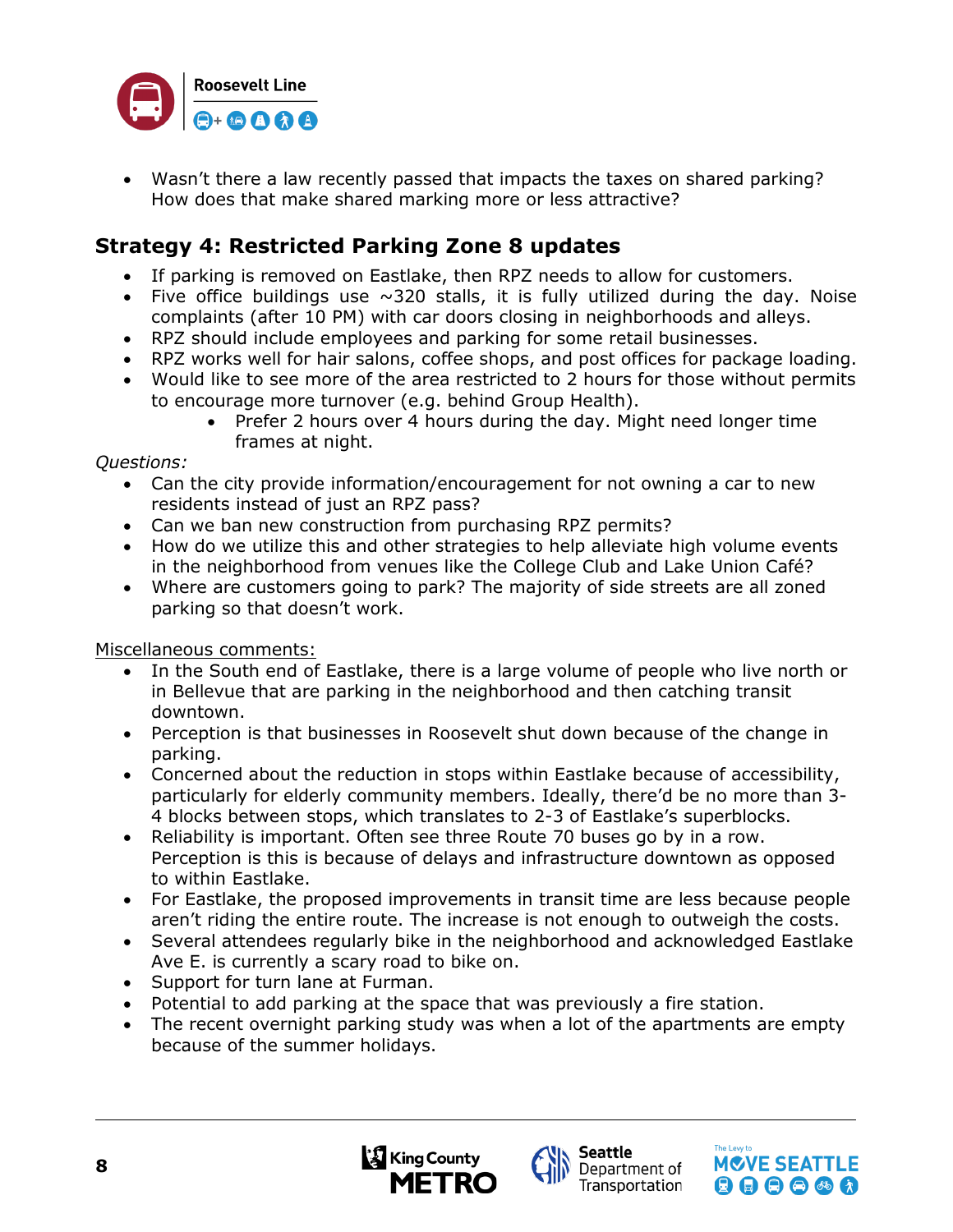- Wasn't there a law recently passed that impacts the taxes on shared parking? How does that make shared marking more or less attractive?

## Strategy 4: Restricted Parking Zone 8 updates

- If parking is removed on Eastlake, then RPZ needs to allow for customers.
- Five office buildings use ~320 stalls, it is fully utilized during the day. Noise complaints (after 10 PM) with car doors closing in neighborhoods and alleys.
- RPZ should include employees and parking for some retail businesses.
- RPZ works well for hair salons, coffee shops, and post offices for package loading.
- Would like to see more of the area restricted to 2 hours for those without permits to encourage more turnover (e.g. behind Group Health).
  - Prefer 2 hours over 4 hours during the day. Might need longer time frames at night.

*Questions:*

- Can the city provide information/encouragement for not owning a car to new residents instead of just an RPZ pass?
- Can we ban new construction from purchasing RPZ permits?
- How do we utilize this and other strategies to help alleviate high volume events in the neighborhood from venues like the College Club and Lake Union Café?
- Where are customers going to park? The majority of side streets are all zoned parking so that doesn't work.

<u>Miscellaneous comments:</u>

- In the South end of Eastlake, there is a large volume of people who live north or in Bellevue that are parking in the neighborhood and then catching transit downtown.
- Perception is that businesses in Roosevelt shut down because of the change in parking.
- Concerned about the reduction in stops within Eastlake because of accessibility, particularly for elderly community members. Ideally, there'd be no more than 3-4 blocks between stops, which translates to 2-3 of Eastlake's superblocks.
- Reliability is important. Often see three Route 70 buses go by in a row. Perception is this is because of delays and infrastructure downtown as opposed to within Eastlake.
- For Eastlake, the proposed improvements in transit time are less because people aren't riding the entire route. The increase is not enough to outweigh the costs.
- Several attendees regularly bike in the neighborhood and acknowledged Eastlake Ave E. is currently a scary road to bike on.
- Support for turn lane at Furman.
- Potential to add parking at the space that was previously a fire station.
- The recent overnight parking study was when a lot of the apartments are empty because of the summer holidays.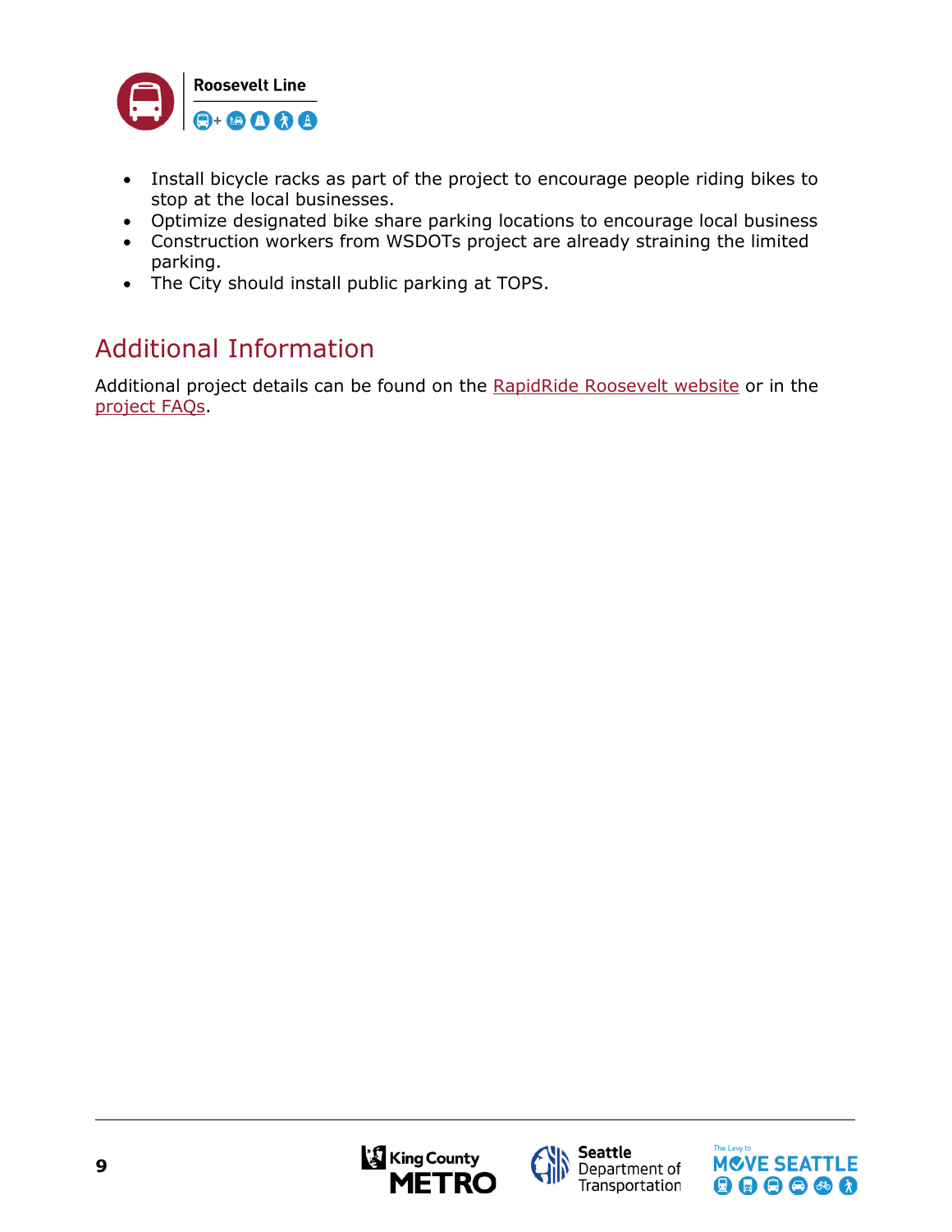- Install bicycle racks as part of the project to encourage people riding bikes to stop at the local businesses.
- Optimize designated bike share parking locations to encourage local business
- Construction workers from WSDOTs project are already straining the limited parking.
- The City should install public parking at TOPS.

## Additional Information

Additional project details can be found on the RapidRide Roosevelt website or in the project FAQs.